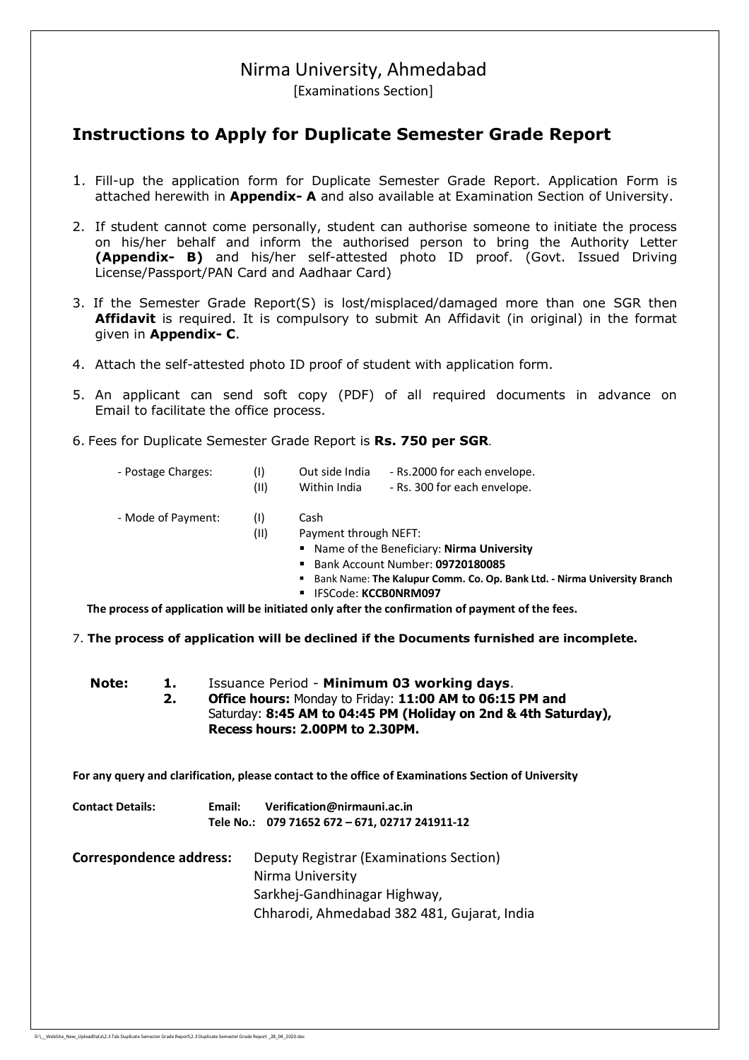# Nirma University, Ahmedabad

[Examinations Section]

## Instructions to Apply for Duplicate Semester Grade Report

1. Fill-up the application form for Duplicate Semester Grade Report. Application Form is attached herewith in **Appendix- A** and also available at Examination Section of University.

2. If student cannot come personally, student can authorise someone to initiate the process on his/her behalf and inform the authorised person to bring the Authority Letter **(Appendix- B)** and his/her self-attested photo ID proof. (Govt. Issued Driving License/Passport/PAN Card and Aadhaar Card)

3. If the Semester Grade Report(S) is lost/misplaced/damaged more than one SGR then **Affidavit** is required. It is compulsory to submit An Affidavit (in original) in the format given in **Appendix- C**.

4. Attach the self-attested photo ID proof of student with application form.

5. An applicant can send soft copy (PDF) of all required documents in advance on Email to facilitate the office process.

6. Fees for Duplicate Semester Grade Report is **Rs. 750 per SGR**.

   - Postage Charges:
     - (I) Out side India - Rs.2000 for each envelope.
     - (II) Within India - Rs. 300 for each envelope.

   - Mode of Payment:
     - (I) Cash
     - (II) Payment through NEFT:
       - Name of the Beneficiary: **Nirma University**
       - Bank Account Number: **09720180085**
       - Bank Name: **The Kalupur Comm. Co. Op. Bank Ltd. - Nirma University Branch**
       - IFSCode: **KCCB0NRM097**

   **The process of application will be initiated only after the confirmation of payment of the fees.**

7. **The process of application will be declined if the Documents furnished are incomplete.**

**Note:**

1. Issuance Period - **Minimum 03 working days**.
2. **Office hours:** Monday to Friday: **11:00 AM to 06:15 PM and** Saturday: **8:45 AM to 04:45 PM (Holiday on 2nd & 4th Saturday), Recess hours: 2.00PM to 2.30PM.**

**For any query and clarification, please contact to the office of Examinations Section of University**

**Contact Details:** **Email: Verification@nirmauni.ac.in**
**Tele No.: 079 71652 672 – 671, 02717 241911-12**

**Correspondence address:**
Deputy Registrar (Examinations Section)
Nirma University
Sarkhej-Gandhinagar Highway,
Chharodi, Ahmedabad 382 481, Gujarat, India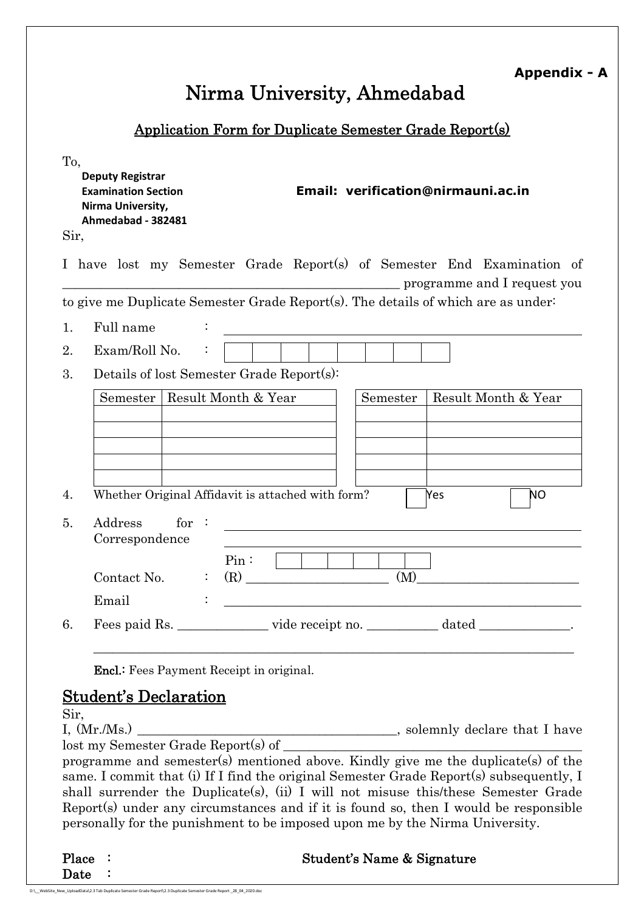**Appendix - A**

# Nirma University, Ahmedabad

## Application Form for Duplicate Semester Grade Report(s)

To,

**Deputy Registrar**
**Examination Section**
**Nirma University,**
**Ahmedabad - 382481**

**Email: verification@nirmauni.ac.in**

Sir,

I have lost my Semester Grade Report(s) of Semester End Examination of ________________________________________________ programme and I request you to give me Duplicate Semester Grade Report(s). The details of which are as under:

1. Full name : ________________________________________________
2. Exam/Roll No. : | | | | | | | | |
3. Details of lost Semester Grade Report(s):

| Semester | Result Month & Year | | Semester | Result Month & Year |
|---|---|---|---|---|
| | | | | |
| | | | | |
| | | | | |
| | | | | |
| | | | | |

4. Whether Original Affidavit is attached with form? ☐ Yes ☐ NO
5. Address for Correspondence : ________________________________________________

   ________________________________________________

   Pin : | | | | | | |

   Contact No. : (R) ____________________ (M)______________________

   Email : ________________________________________________
6. Fees paid Rs. _____________ vide receipt no. __________ dated _____________.

   ______________________________________________________________________

**Encl.**: Fees Payment Receipt in original.

## Student's Declaration

Sir,

I, (Mr./Ms.) ____________________________________, solemnly declare that I have lost my Semester Grade Report(s) of ________________________________________ programme and semester(s) mentioned above. Kindly give me the duplicate(s) of the same. I commit that (i) If I find the original Semester Grade Report(s) subsequently, I shall surrender the Duplicate(s), (ii) I will not misuse this/these Semester Grade Report(s) under any circumstances and if it is found so, then I would be responsible personally for the punishment to be imposed upon me by the Nirma University.

**Place** :

**Date** :

**Student's Name & Signature**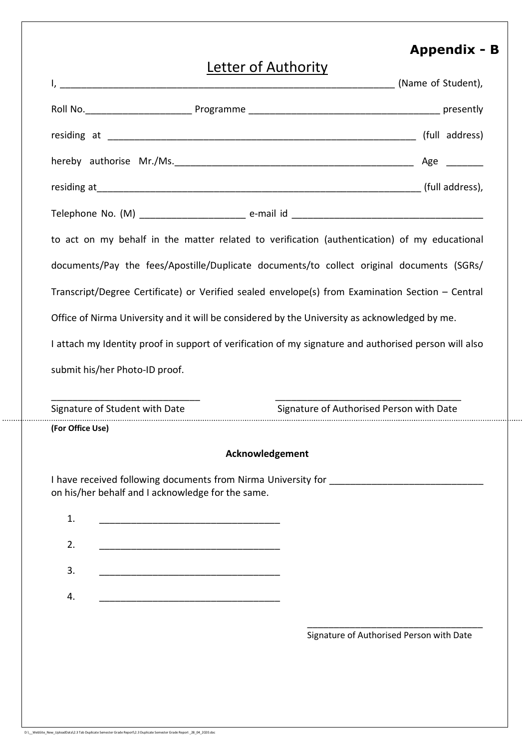**Appendix - B**

# Letter of Authority

I, ________________________________________________________________ (Name of Student),

Roll No.____________________ Programme ____________________________________ presently

residing at ___________________________________________________________ (full address)

hereby authorise Mr./Ms.____________________________________________ Age _______

residing at______________________________________________________________ (full address),

Telephone No. (M) ___________________ e-mail id ___________________________________

to act on my behalf in the matter related to verification (authentication) of my educational documents/Pay the fees/Apostille/Duplicate documents/to collect original documents (SGRs/ Transcript/Degree Certificate) or Verified sealed envelope(s) from Examination Section – Central Office of Nirma University and it will be considered by the University as acknowledged by me.

I attach my Identity proof in support of verification of my signature and authorised person will also submit his/her Photo-ID proof.

____________________________ Signature of Student with Date

___________________________________ Signature of Authorised Person with Date

---

**(For Office Use)**

**Acknowledgement**

I have received following documents from Nirma University for _____________________________ on his/her behalf and I acknowledge for the same.

1. __________________________________
2. __________________________________
3. __________________________________
4. __________________________________

__________________________________
Signature of Authorised Person with Date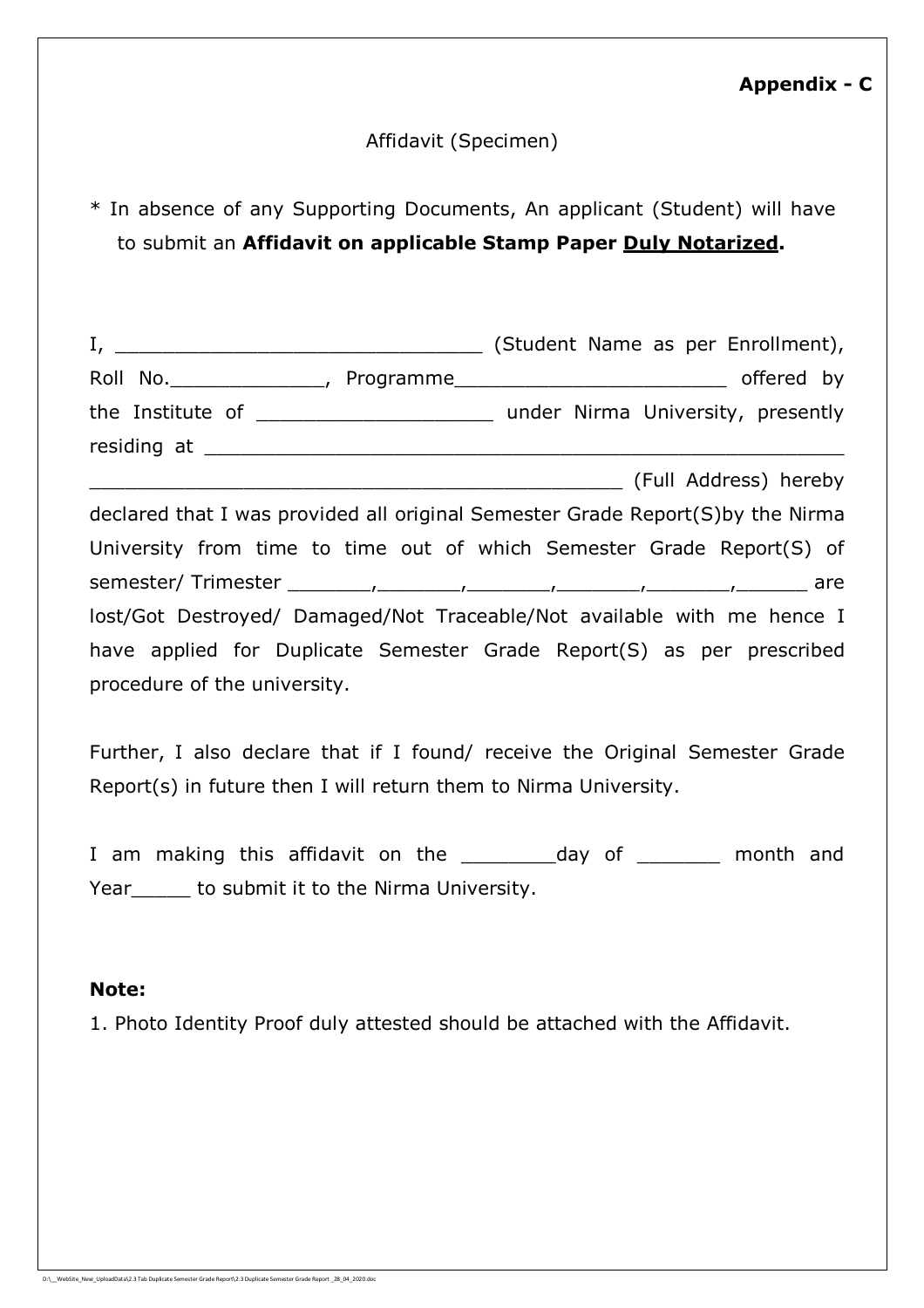**Appendix - C**

Affidavit (Specimen)

* In absence of any Supporting Documents, An applicant (Student) will have to submit an **Affidavit on applicable Stamp Paper Duly Notarized.**

I, ______________________________ (Student Name as per Enrollment), Roll No.____________, Programme______________________ offered by the Institute of ___________________ under Nirma University, presently residing at _____________________________________________________ ____________________________________________ (Full Address) hereby declared that I was provided all original Semester Grade Report(S)by the Nirma University from time to time out of which Semester Grade Report(S) of semester/ Trimester _______,_______,_______,_______,_______,______ are lost/Got Destroyed/ Damaged/Not Traceable/Not available with me hence I have applied for Duplicate Semester Grade Report(S) as per prescribed procedure of the university.

Further, I also declare that if I found/ receive the Original Semester Grade Report(s) in future then I will return them to Nirma University.

I am making this affidavit on the ________day of _______ month and Year_____ to submit it to the Nirma University.

**Note:**

1. Photo Identity Proof duly attested should be attached with the Affidavit.